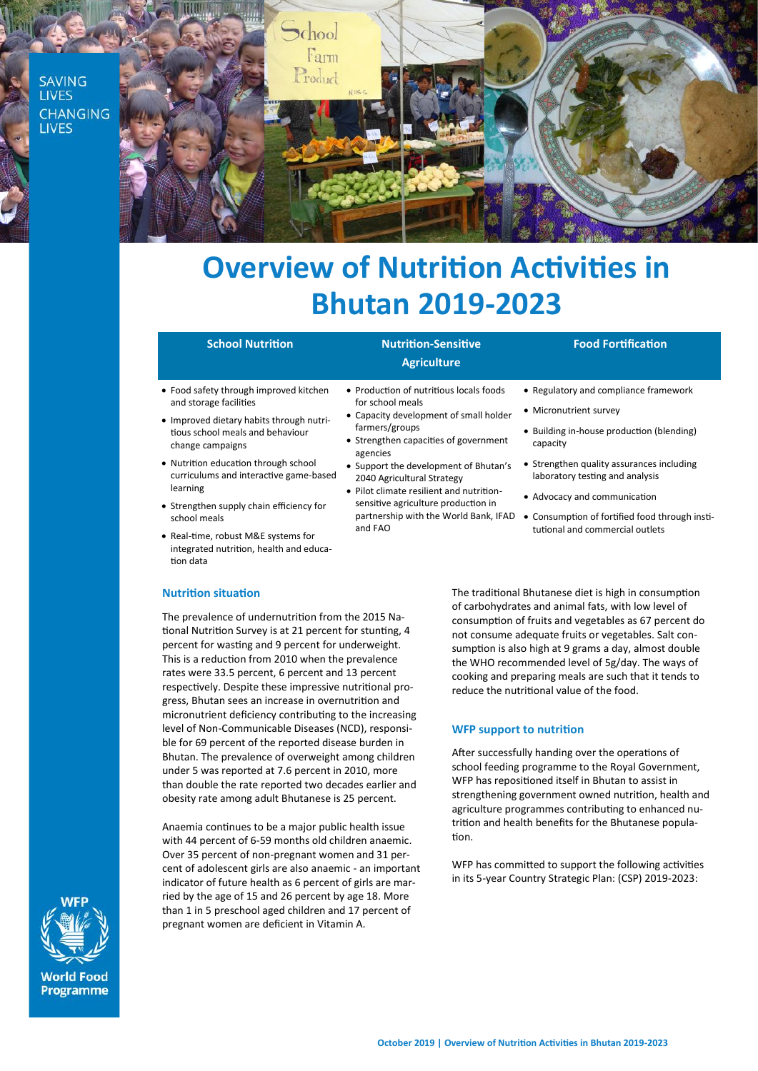SAVING LIVES CHANGING LIVES

# Overview of Nutrition Activities in Bhutan 2019-2023

| School Nutrition | Nutrition-Sensitive Agriculture | Food Fortification |
|---|---|---|
| • Food safety through improved kitchen and storage facilities<br>• Improved dietary habits through nutritious school meals and behaviour change campaigns<br>• Nutrition education through school curriculums and interactive game-based learning<br>• Strengthen supply chain efficiency for school meals<br>• Real-time, robust M&E systems for integrated nutrition, health and education data | • Production of nutritious locals foods for school meals<br>• Capacity development of small holder farmers/groups<br>• Strengthen capacities of government agencies<br>• Support the development of Bhutan's 2040 Agricultural Strategy<br>• Pilot climate resilient and nutrition-sensitive agriculture production in partnership with the World Bank, IFAD and FAO | • Regulatory and compliance framework<br>• Micronutrient survey<br>• Building in-house production (blending) capacity<br>• Strengthen quality assurances including laboratory testing and analysis<br>• Advocacy and communication<br>• Consumption of fortified food through institutional and commercial outlets |

## Nutrition situation

The prevalence of undernutrition from the 2015 National Nutrition Survey is at 21 percent for stunting, 4 percent for wasting and 9 percent for underweight. This is a reduction from 2010 when the prevalence rates were 33.5 percent, 6 percent and 13 percent respectively. Despite these impressive nutritional progress, Bhutan sees an increase in overnutrition and micronutrient deficiency contributing to the increasing level of Non-Communicable Diseases (NCD), responsible for 69 percent of the reported disease burden in Bhutan. The prevalence of overweight among children under 5 was reported at 7.6 percent in 2010, more than double the rate reported two decades earlier and obesity rate among adult Bhutanese is 25 percent.

Anaemia continues to be a major public health issue with 44 percent of 6-59 months old children anaemic. Over 35 percent of non-pregnant women and 31 percent of adolescent girls are also anaemic - an important indicator of future health as 6 percent of girls are married by the age of 15 and 26 percent by age 18. More than 1 in 5 preschool aged children and 17 percent of pregnant women are deficient in Vitamin A.

The traditional Bhutanese diet is high in consumption of carbohydrates and animal fats, with low level of consumption of fruits and vegetables as 67 percent do not consume adequate fruits or vegetables. Salt consumption is also high at 9 grams a day, almost double the WHO recommended level of 5g/day. The ways of cooking and preparing meals are such that it tends to reduce the nutritional value of the food.

## WFP support to nutrition

After successfully handing over the operations of school feeding programme to the Royal Government, WFP has repositioned itself in Bhutan to assist in strengthening government owned nutrition, health and agriculture programmes contributing to enhanced nutrition and health benefits for the Bhutanese population.

WFP has committed to support the following activities in its 5-year Country Strategic Plan: (CSP) 2019-2023:

WFP World Food Programme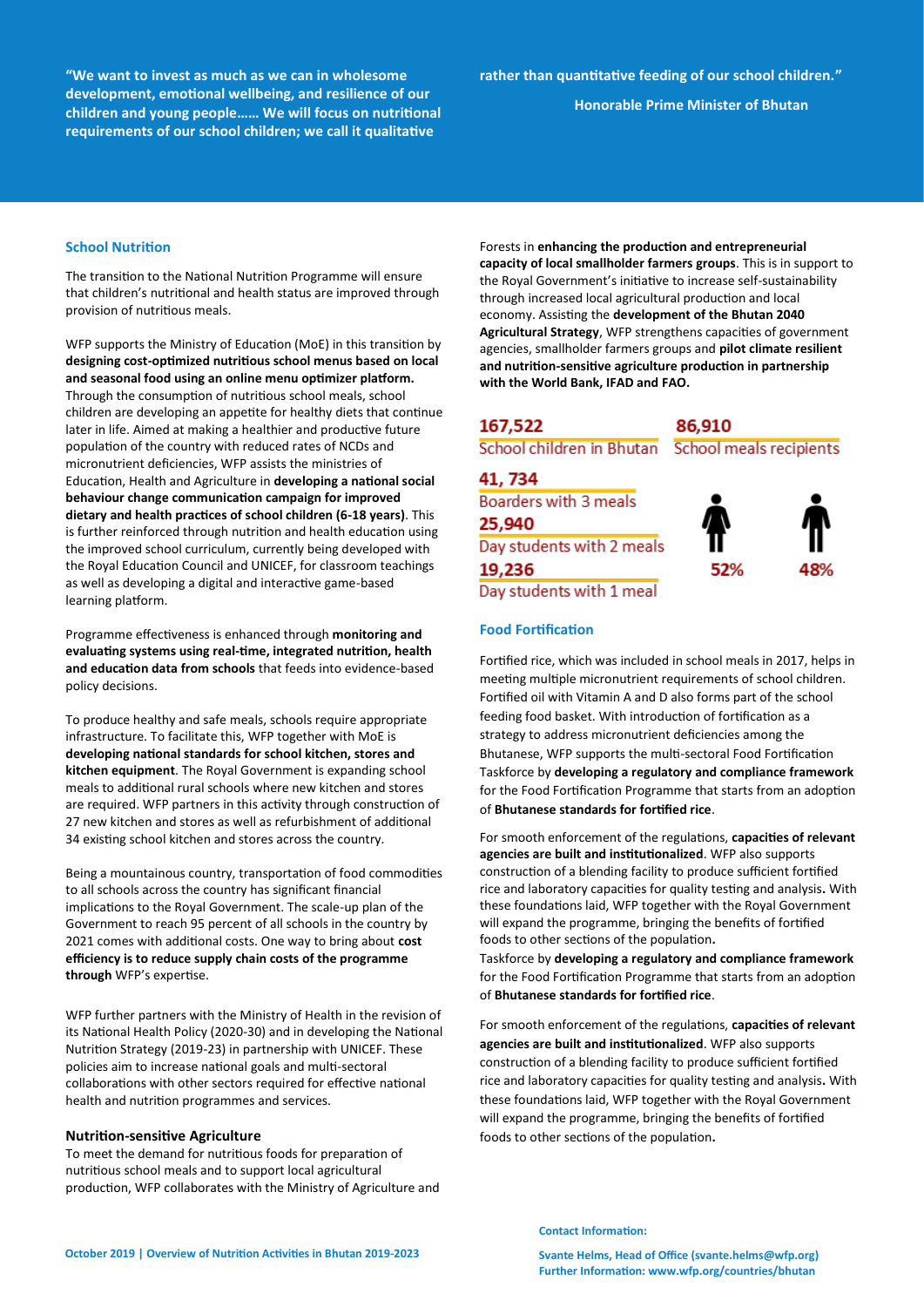**"We want to invest as much as we can in wholesome development, emotional wellbeing, and resilience of our children and young people…… We will focus on nutritional requirements of our school children; we call it qualitative rather than quantitative feeding of our school children."**

**Honorable Prime Minister of Bhutan**

## School Nutrition

The transition to the National Nutrition Programme will ensure that children's nutritional and health status are improved through provision of nutritious meals.

WFP supports the Ministry of Education (MoE) in this transition by **designing cost-optimized nutritious school menus based on local and seasonal food using an online menu optimizer platform.** Through the consumption of nutritious school meals, school children are developing an appetite for healthy diets that continue later in life. Aimed at making a healthier and productive future population of the country with reduced rates of NCDs and micronutrient deficiencies, WFP assists the ministries of Education, Health and Agriculture in **developing a national social behaviour change communication campaign for improved dietary and health practices of school children (6-18 years)**. This is further reinforced through nutrition and health education using the improved school curriculum, currently being developed with the Royal Education Council and UNICEF, for classroom teachings as well as developing a digital and interactive game-based learning platform.

Programme effectiveness is enhanced through **monitoring and evaluating systems using real-time, integrated nutrition, health and education data from schools** that feeds into evidence-based policy decisions.

To produce healthy and safe meals, schools require appropriate infrastructure. To facilitate this, WFP together with MoE is **developing national standards for school kitchen, stores and kitchen equipment**. The Royal Government is expanding school meals to additional rural schools where new kitchen and stores are required. WFP partners in this activity through construction of 27 new kitchen and stores as well as refurbishment of additional 34 existing school kitchen and stores across the country.

Being a mountainous country, transportation of food commodities to all schools across the country has significant financial implications to the Royal Government. The scale-up plan of the Government to reach 95 percent of all schools in the country by 2021 comes with additional costs. One way to bring about **cost efficiency is to reduce supply chain costs of the programme through** WFP's expertise.

WFP further partners with the Ministry of Health in the revision of its National Health Policy (2020-30) and in developing the National Nutrition Strategy (2019-23) in partnership with UNICEF. These policies aim to increase national goals and multi-sectoral collaborations with other sectors required for effective national health and nutrition programmes and services.

### Nutrition-sensitive Agriculture

To meet the demand for nutritious foods for preparation of nutritious school meals and to support local agricultural production, WFP collaborates with the Ministry of Agriculture and Forests in **enhancing the production and entrepreneurial capacity of local smallholder farmers groups**. This is in support to the Royal Government's initiative to increase self-sustainability through increased local agricultural production and local economy. Assisting the **development of the Bhutan 2040 Agricultural Strategy**, WFP strengthens capacities of government agencies, smallholder farmers groups and **pilot climate resilient and nutrition-sensitive agriculture production in partnership with the World Bank, IFAD and FAO.**

**167,522**
School children in Bhutan

**86,910**
School meals recipients

**41, 734**
Boarders with 3 meals

**25,940**
Day students with 2 meals

**19,236**
Day students with 1 meal

52%

48%

## Food Fortification

Fortified rice, which was included in school meals in 2017, helps in meeting multiple micronutrient requirements of school children. Fortified oil with Vitamin A and D also forms part of the school feeding food basket. With introduction of fortification as a strategy to address micronutrient deficiencies among the Bhutanese, WFP supports the multi-sectoral Food Fortification Taskforce by **developing a regulatory and compliance framework** for the Food Fortification Programme that starts from an adoption of **Bhutanese standards for fortified rice**.

For smooth enforcement of the regulations, **capacities of relevant agencies are built and institutionalized**. WFP also supports construction of a blending facility to produce sufficient fortified rice and laboratory capacities for quality testing and analysis**.** With these foundations laid, WFP together with the Royal Government will expand the programme, bringing the benefits of fortified foods to other sections of the population**.**
Taskforce by **developing a regulatory and compliance framework** for the Food Fortification Programme that starts from an adoption of **Bhutanese standards for fortified rice**.

For smooth enforcement of the regulations, **capacities of relevant agencies are built and institutionalized**. WFP also supports construction of a blending facility to produce sufficient fortified rice and laboratory capacities for quality testing and analysis**.** With these foundations laid, WFP together with the Royal Government will expand the programme, bringing the benefits of fortified foods to other sections of the population**.**

**October 2019 | Overview of Nutrition Activities in Bhutan 2019-2023**

**Contact Information:**

**Svante Helms, Head of Office (svante.helms@wfp.org)**
**Further Information: www.wfp.org/countries/bhutan**